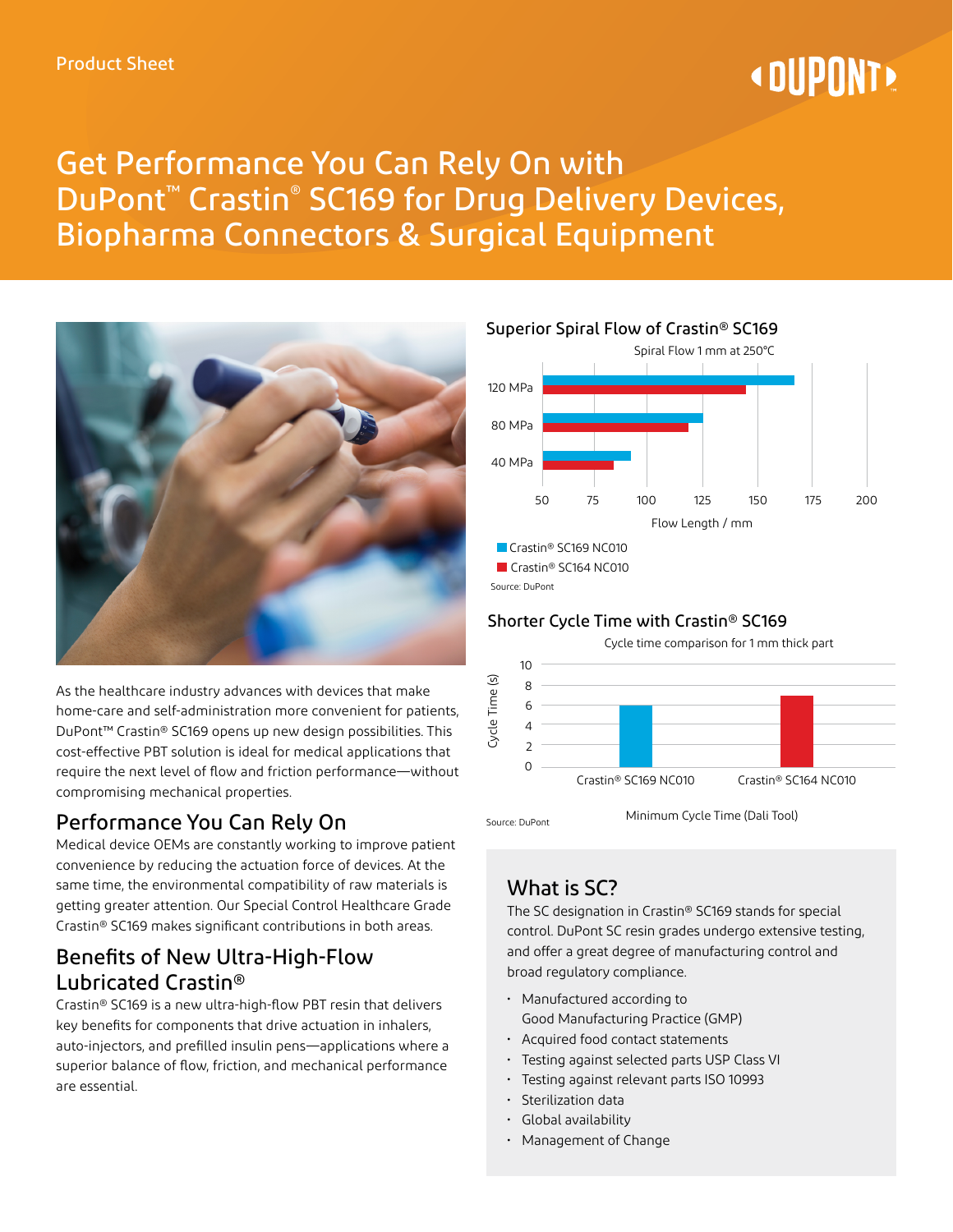Product Sheet

# Get Performance You Can Rely On with DuPont™ Crastin® SC169 for Drug Delivery Devices, Biopharma Connectors & Surgical Equipment

As the healthcare industry advances with devices that make home-care and self-administration more convenient for patients, DuPont™ Crastin® SC169 opens up new design possibilities. This cost-effective PBT solution is ideal for medical applications that require the next level of flow and friction performance—without compromising mechanical properties.

## Performance You Can Rely On

Medical device OEMs are constantly working to improve patient convenience by reducing the actuation force of devices. At the same time, the environmental compatibility of raw materials is getting greater attention. Our Special Control Healthcare Grade Crastin® SC169 makes significant contributions in both areas.

## Benefits of New Ultra-High-Flow Lubricated Crastin®

Crastin® SC169 is a new ultra-high-flow PBT resin that delivers key benefits for components that drive actuation in inhalers, auto-injectors, and prefilled insulin pens—applications where a superior balance of flow, friction, and mechanical performance are essential.

### Superior Spiral Flow of Crastin® SC169

Spiral Flow 1 mm at 250°C

Flow Length / mm (axis: 50, 75, 100, 125, 150, 175, 200); pressures: 120 MPa, 80 MPa, 40 MPa

Crastin® SC169 NC010

Crastin® SC164 NC010

Source: DuPont

### Shorter Cycle Time with Crastin® SC169

Cycle time comparison for 1 mm thick part

Cycle Time (s) (axis: 0, 2, 4, 6, 8, 10)

Crastin® SC169 NC010 | Crastin® SC164 NC010

Minimum Cycle Time (Dali Tool)

Source: DuPont

## What is SC?

The SC designation in Crastin® SC169 stands for special control. DuPont SC resin grades undergo extensive testing, and offer a great degree of manufacturing control and broad regulatory compliance.

- Manufactured according to Good Manufacturing Practice (GMP)
- Acquired food contact statements
- Testing against selected parts USP Class VI
- Testing against relevant parts ISO 10993
- Sterilization data
- Global availability
- Management of Change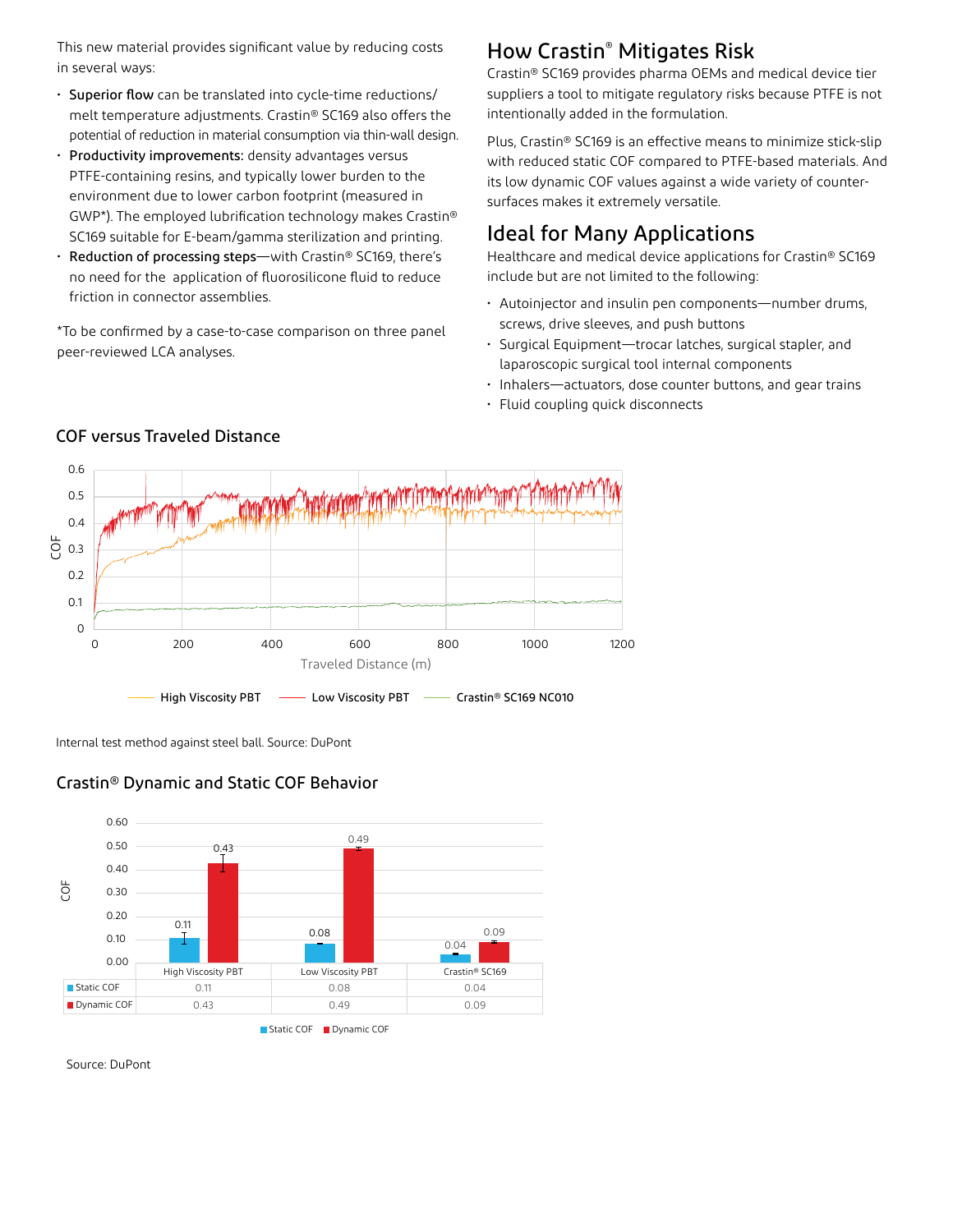This new material provides significant value by reducing costs in several ways:

- **Superior flow** can be translated into cycle-time reductions/ melt temperature adjustments. Crastin® SC169 also offers the potential of reduction in material consumption via thin-wall design.
- **Productivity improvements:** density advantages versus PTFE-containing resins, and typically lower burden to the environment due to lower carbon footprint (measured in GWP*). The employed lubrification technology makes Crastin® SC169 suitable for E-beam/gamma sterilization and printing.
- **Reduction of processing steps**—with Crastin® SC169, there's no need for the application of fluorosilicone fluid to reduce friction in connector assemblies.

*To be confirmed by a case-to-case comparison on three panel peer-reviewed LCA analyses.

## How Crastin® Mitigates Risk

Crastin® SC169 provides pharma OEMs and medical device tier suppliers a tool to mitigate regulatory risks because PTFE is not intentionally added in the formulation.

Plus, Crastin® SC169 is an effective means to minimize stick-slip with reduced static COF compared to PTFE-based materials. And its low dynamic COF values against a wide variety of counter-surfaces makes it extremely versatile.

## Ideal for Many Applications

Healthcare and medical device applications for Crastin® SC169 include but are not limited to the following:

- Autoinjector and insulin pen components—number drums, screws, drive sleeves, and push buttons
- Surgical Equipment—trocar latches, surgical stapler, and laparoscopic surgical tool internal components
- Inhalers—actuators, dose counter buttons, and gear trains
- Fluid coupling quick disconnects

### COF versus Traveled Distance

Internal test method against steel ball. Source: DuPont

### Crastin® Dynamic and Static COF Behavior

| | High Viscosity PBT | Low Viscosity PBT | Crastin® SC169 |
|---|---|---|---|
| Static COF | 0.11 | 0.08 | 0.04 |
| Dynamic COF | 0.43 | 0.49 | 0.09 |

Source: DuPont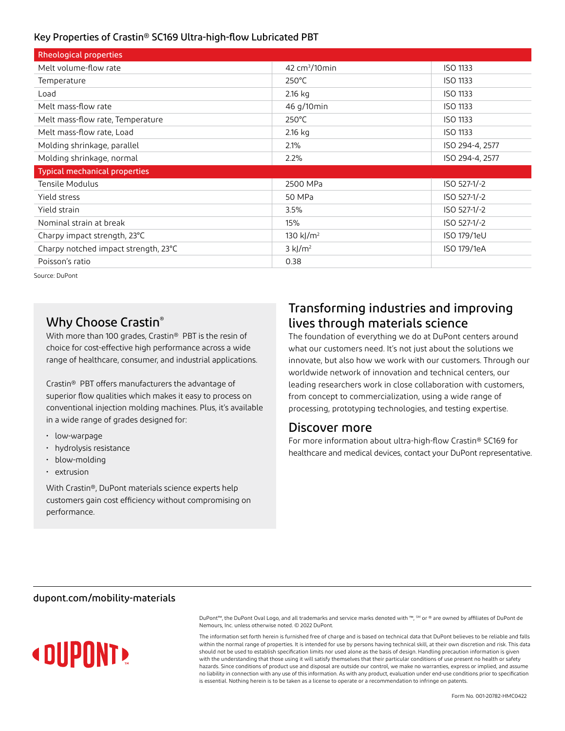## Key Properties of Crastin® SC169 Ultra-high-flow Lubricated PBT

| | | |
|---|---|---|
| **Rheological properties** | | |
| Melt volume-flow rate | 42 $cm^3$/10min | ISO 1133 |
| Temperature | 250°C | ISO 1133 |
| Load | 2.16 kg | ISO 1133 |
| Melt mass-flow rate | 46 g/10min | ISO 1133 |
| Melt mass-flow rate, Temperature | 250°C | ISO 1133 |
| Melt mass-flow rate, Load | 2.16 kg | ISO 1133 |
| Molding shrinkage, parallel | 2.1% | ISO 294-4, 2577 |
| Molding shrinkage, normal | 2.2% | ISO 294-4, 2577 |
| **Typical mechanical properties** | | |
| Tensile Modulus | 2500 MPa | ISO 527-1/-2 |
| Yield stress | 50 MPa | ISO 527-1/-2 |
| Yield strain | 3.5% | ISO 527-1/-2 |
| Nominal strain at break | 15% | ISO 527-1/-2 |
| Charpy impact strength, 23°C | 130 kJ/$m^2$ | ISO 179/1eU |
| Charpy notched impact strength, 23°C | 3 kJ/$m^2$ | ISO 179/1eA |
| Poisson's ratio | 0.38 | |

Source: DuPont

## Why Choose Crastin®

With more than 100 grades, Crastin® PBT is the resin of choice for cost-effective high performance across a wide range of healthcare, consumer, and industrial applications.

Crastin® PBT offers manufacturers the advantage of superior flow qualities which makes it easy to process on conventional injection molding machines. Plus, it's available in a wide range of grades designed for:

- low-warpage
- hydrolysis resistance
- blow-molding
- extrusion

With Crastin®, DuPont materials science experts help customers gain cost efficiency without compromising on performance.

## Transforming industries and improving lives through materials science

The foundation of everything we do at DuPont centers around what our customers need. It's not just about the solutions we innovate, but also how we work with our customers. Through our worldwide network of innovation and technical centers, our leading researchers work in close collaboration with customers, from concept to commercialization, using a wide range of processing, prototyping technologies, and testing expertise.

## Discover more

For more information about ultra-high-flow Crastin® SC169 for healthcare and medical devices, contact your DuPont representative.

dupont.com/mobility-materials

DuPont™, the DuPont Oval Logo, and all trademarks and service marks denoted with ™, SM or ® are owned by affiliates of DuPont de Nemours, Inc. unless otherwise noted. © 2022 DuPont.

The information set forth herein is furnished free of charge and is based on technical data that DuPont believes to be reliable and falls within the normal range of properties. It is intended for use by persons having technical skill, at their own discretion and risk. This data should not be used to establish specification limits nor used alone as the basis of design. Handling precaution information is given with the understanding that those using it will satisfy themselves that their particular conditions of use present no health or safety hazards. Since conditions of product use and disposal are outside our control, we make no warranties, express or implied, and assume no liability in connection with any use of this information. As with any product, evaluation under end-use conditions prior to specification is essential. Nothing herein is to be taken as a license to operate or a recommendation to infringe on patents.

Form No. 001-20782-HMC0422